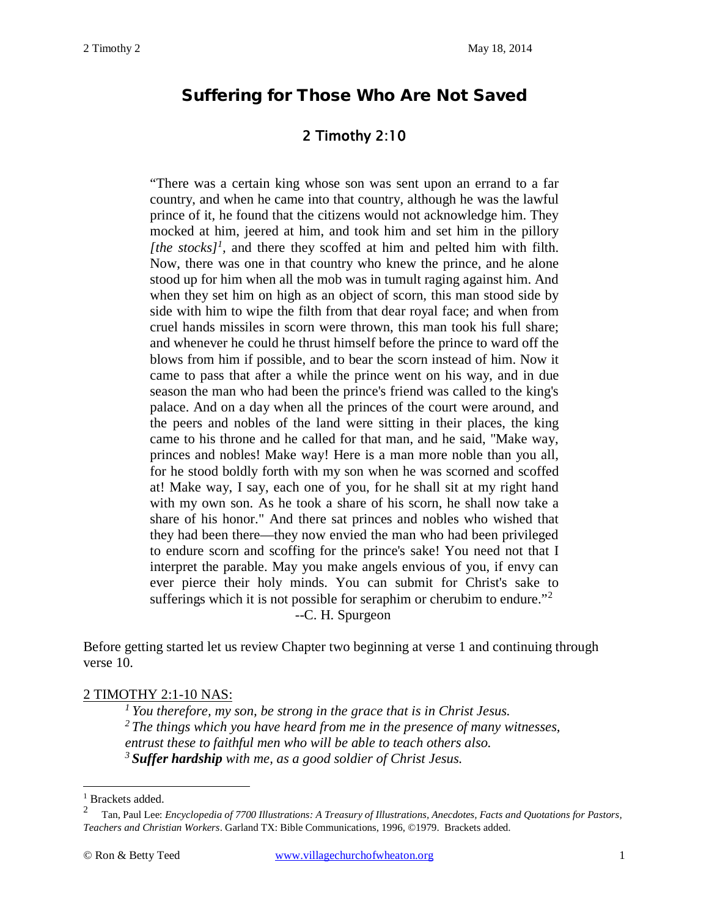# Suffering for Those Who Are Not Saved

## 2 Timothy 2:10

> "There was a certain king whose son was sent upon an errand to a far country, and when he came into that country, although he was the lawful prince of it, he found that the citizens would not acknowledge him. They mocked at him, jeered at him, and took him and set him in the pillory *[the stocks]*[1], and there they scoffed at him and pelted him with filth. Now, there was one in that country who knew the prince, and he alone stood up for him when all the mob was in tumult raging against him. And when they set him on high as an object of scorn, this man stood side by side with him to wipe the filth from that dear royal face; and when from cruel hands missiles in scorn were thrown, this man took his full share; and whenever he could he thrust himself before the prince to ward off the blows from him if possible, and to bear the scorn instead of him. Now it came to pass that after a while the prince went on his way, and in due season the man who had been the prince's friend was called to the king's palace. And on a day when all the princes of the court were around, and the peers and nobles of the land were sitting in their places, the king came to his throne and he called for that man, and he said, "Make way, princes and nobles! Make way! Here is a man more noble than you all, for he stood boldly forth with my son when he was scorned and scoffed at! Make way, I say, each one of you, for he shall sit at my right hand with my own son. As he took a share of his scorn, he shall now take a share of his honor." And there sat princes and nobles who wished that they had been there—they now envied the man who had been privileged to endure scorn and scoffing for the prince's sake! You need not that I interpret the parable. May you make angels envious of you, if envy can ever pierce their holy minds. You can submit for Christ's sake to sufferings which it is not possible for seraphim or cherubim to endure."[2]
>
> --C. H. Spurgeon

Before getting started let us review Chapter two beginning at verse 1 and continuing through verse 10.

<u>2 TIMOTHY 2:1-10 NAS:</u>

> [1] *You therefore, my son, be strong in the grace that is in Christ Jesus.*
> [2] *The things which you have heard from me in the presence of many witnesses, entrust these to faithful men who will be able to teach others also.*
> [3] ***Suffer hardship*** *with me, as a good soldier of Christ Jesus.*

---

[1] Brackets added.

[2] Tan, Paul Lee: *Encyclopedia of 7700 Illustrations: A Treasury of Illustrations, Anecdotes, Facts and Quotations for Pastors, Teachers and Christian Workers*. Garland TX: Bible Communications, 1996, ©1979. Brackets added.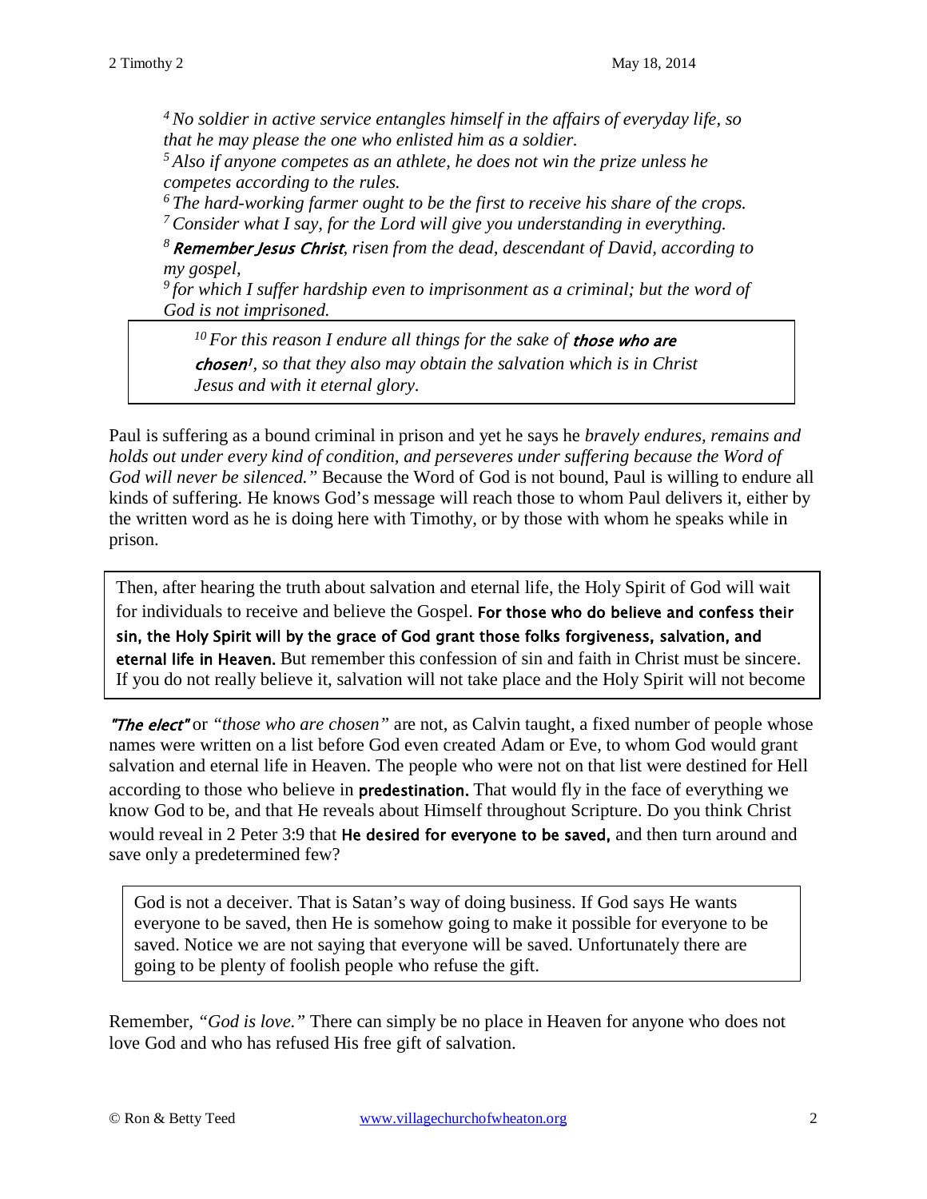*[4] No soldier in active service entangles himself in the affairs of everyday life, so that he may please the one who enlisted him as a soldier.*
*[5] Also if anyone competes as an athlete, he does not win the prize unless he competes according to the rules.*
*[6] The hard-working farmer ought to be the first to receive his share of the crops.*
*[7] Consider what I say, for the Lord will give you understanding in everything.*
*[8] **Remember Jesus Christ**, risen from the dead, descendant of David, according to my gospel,*
*[9] for which I suffer hardship even to imprisonment as a criminal; but the word of God is not imprisoned.*

> *[10] For this reason I endure all things for the sake of **those who are chosen**[1], so that they also may obtain the salvation which is in Christ Jesus and with it eternal glory.*

Paul is suffering as a bound criminal in prison and yet he says he *bravely endures, remains and holds out under every kind of condition, and perseveres under suffering because the Word of God will never be silenced."* Because the Word of God is not bound, Paul is willing to endure all kinds of suffering. He knows God's message will reach those to whom Paul delivers it, either by the written word as he is doing here with Timothy, or by those with whom he speaks while in prison.

> Then, after hearing the truth about salvation and eternal life, the Holy Spirit of God will wait for individuals to receive and believe the Gospel. **For those who do believe and confess their sin, the Holy Spirit will by the grace of God grant those folks forgiveness, salvation, and eternal life in Heaven.** But remember this confession of sin and faith in Christ must be sincere. If you do not really believe it, salvation will not take place and the Holy Spirit will not become

***"The elect"*** or *"those who are chosen"* are not, as Calvin taught, a fixed number of people whose names were written on a list before God even created Adam or Eve, to whom God would grant salvation and eternal life in Heaven. The people who were not on that list were destined for Hell according to those who believe in **predestination.** That would fly in the face of everything we know God to be, and that He reveals about Himself throughout Scripture. Do you think Christ would reveal in 2 Peter 3:9 that **He desired for everyone to be saved,** and then turn around and save only a predetermined few?

> God is not a deceiver. That is Satan's way of doing business. If God says He wants everyone to be saved, then He is somehow going to make it possible for everyone to be saved. Notice we are not saying that everyone will be saved. Unfortunately there are going to be plenty of foolish people who refuse the gift.

Remember, *"God is love."* There can simply be no place in Heaven for anyone who does not love God and who has refused His free gift of salvation.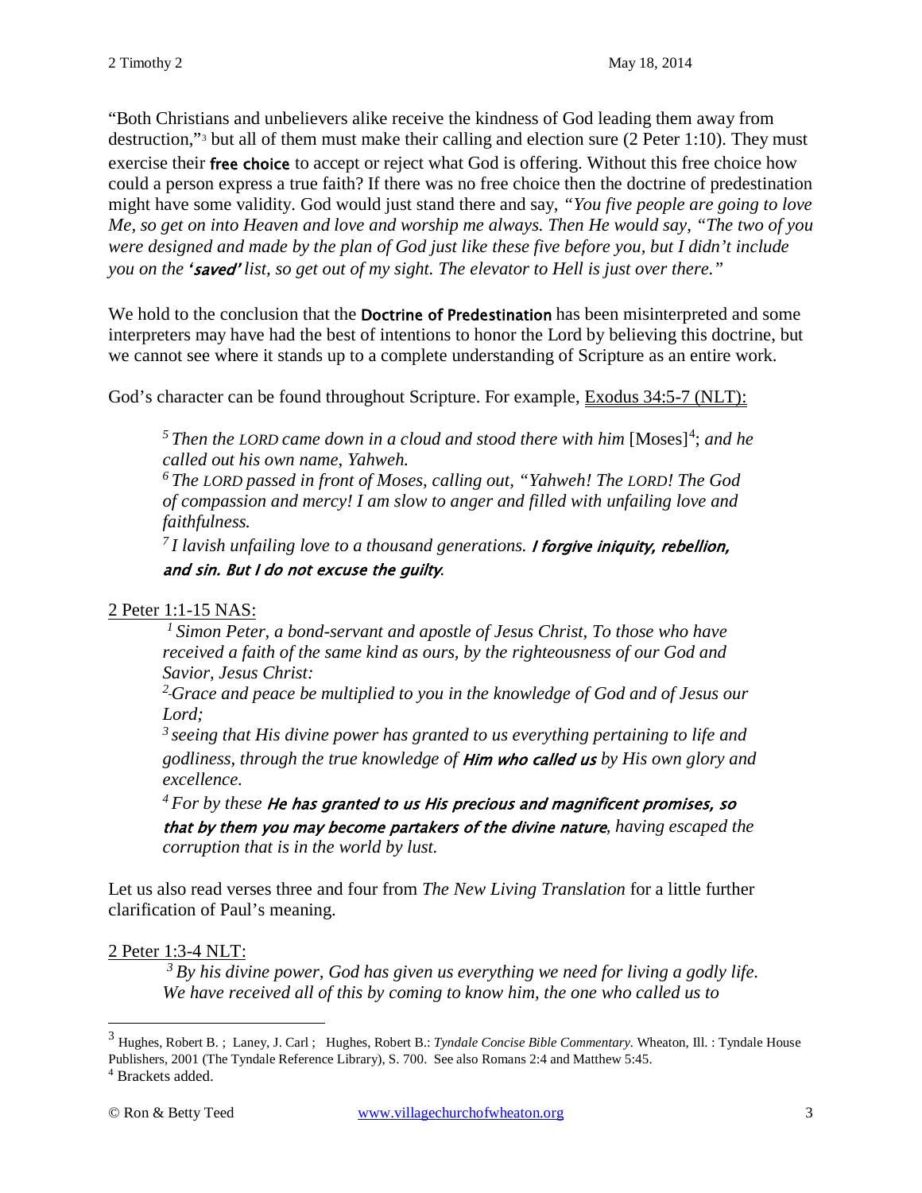"Both Christians and unbelievers alike receive the kindness of God leading them away from destruction,"[3] but all of them must make their calling and election sure (2 Peter 1:10). They must exercise their **free choice** to accept or reject what God is offering. Without this free choice how could a person express a true faith? If there was no free choice then the doctrine of predestination might have some validity. God would just stand there and say, *"You five people are going to love Me, so get on into Heaven and love and worship me always. Then He would say, "The two of you were designed and made by the plan of God just like these five before you, but I didn't include you on the '**saved**' list, so get out of my sight. The elevator to Hell is just over there."*

We hold to the conclusion that the **Doctrine of Predestination** has been misinterpreted and some interpreters may have had the best of intentions to honor the Lord by believing this doctrine, but we cannot see where it stands up to a complete understanding of Scripture as an entire work.

God's character can be found throughout Scripture. For example, Exodus 34:5-7 (NLT):

> [5] *Then the LORD came down in a cloud and stood there with him* [Moses][4]; *and he called out his own name, Yahweh.*
> [6] *The LORD passed in front of Moses, calling out, "Yahweh! The LORD! The God of compassion and mercy! I am slow to anger and filled with unfailing love and faithfulness.*
> [7] *I lavish unfailing love to a thousand generations.* ***I forgive iniquity, rebellion, and sin. But I do not excuse the guilty.***

2 Peter 1:1-15 NAS:

> [1] *Simon Peter, a bond-servant and apostle of Jesus Christ, To those who have received a faith of the same kind as ours, by the righteousness of our God and Savior, Jesus Christ:*
> [2] *Grace and peace be multiplied to you in the knowledge of God and of Jesus our Lord;*
> [3] *seeing that His divine power has granted to us everything pertaining to life and godliness, through the true knowledge of* ***Him who called us*** *by His own glory and excellence.*
> [4] *For by these* ***He has granted to us His precious and magnificent promises, so that by them you may become partakers of the divine nature****, having escaped the corruption that is in the world by lust.*

Let us also read verses three and four from *The New Living Translation* for a little further clarification of Paul's meaning.

2 Peter 1:3-4 NLT:

> [3] *By his divine power, God has given us everything we need for living a godly life. We have received all of this by coming to know him, the one who called us to*

---

[3] Hughes, Robert B. ; Laney, J. Carl ; Hughes, Robert B.: *Tyndale Concise Bible Commentary.* Wheaton, Ill. : Tyndale House Publishers, 2001 (The Tyndale Reference Library), S. 700. See also Romans 2:4 and Matthew 5:45.

[4] Brackets added.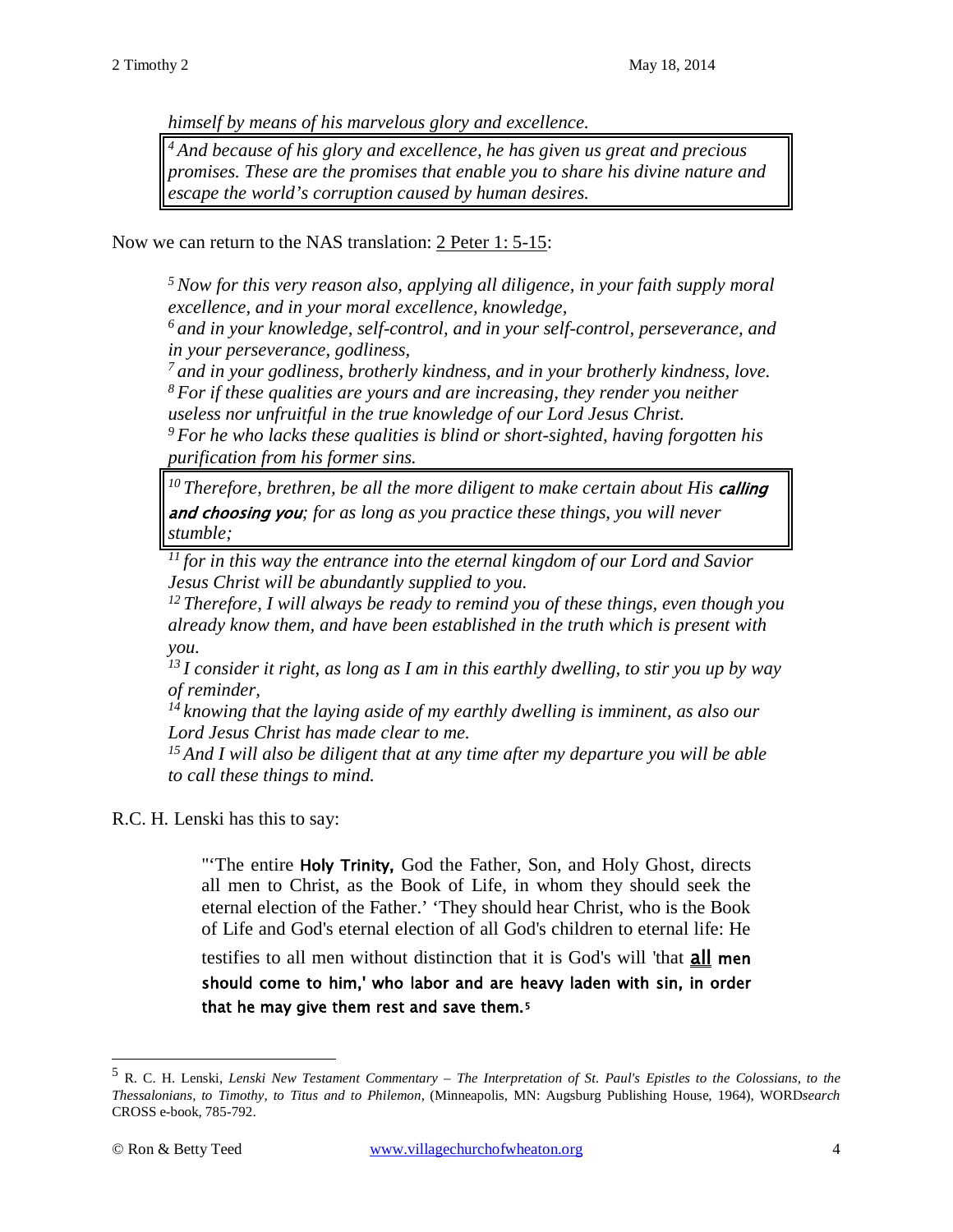*himself by means of his marvelous glory and excellence.*

> *[4] And because of his glory and excellence, he has given us great and precious promises. These are the promises that enable you to share his divine nature and escape the world's corruption caused by human desires.*

Now we can return to the NAS translation: 2 Peter 1: 5-15:

*[5] Now for this very reason also, applying all diligence, in your faith supply moral excellence, and in your moral excellence, knowledge,*
*[6] and in your knowledge, self-control, and in your self-control, perseverance, and in your perseverance, godliness,*
*[7] and in your godliness, brotherly kindness, and in your brotherly kindness, love.*
*[8] For if these qualities are yours and are increasing, they render you neither useless nor unfruitful in the true knowledge of our Lord Jesus Christ.*
*[9] For he who lacks these qualities is blind or short-sighted, having forgotten his purification from his former sins.*

> *[10] Therefore, brethren, be all the more diligent to make certain about His* ***calling and choosing you****; for as long as you practice these things, you will never stumble;*

*[11] for in this way the entrance into the eternal kingdom of our Lord and Savior Jesus Christ will be abundantly supplied to you.*
*[12] Therefore, I will always be ready to remind you of these things, even though you already know them, and have been established in the truth which is present with you.*
*[13] I consider it right, as long as I am in this earthly dwelling, to stir you up by way of reminder,*
*[14] knowing that the laying aside of my earthly dwelling is imminent, as also our Lord Jesus Christ has made clear to me.*
*[15] And I will also be diligent that at any time after my departure you will be able to call these things to mind.*

R.C. H. Lenski has this to say:

> "'The entire **Holy Trinity,** God the Father, Son, and Holy Ghost, directs all men to Christ, as the Book of Life, in whom they should seek the eternal election of the Father.' 'They should hear Christ, who is the Book of Life and God's eternal election of all God's children to eternal life: He testifies to all men without distinction that it is God's will 'that **all** **men should come to him,' who labor and are heavy laden with sin, in order that he may give them rest and save them.**[5]

---

[5] R. C. H. Lenski, *Lenski New Testament Commentary – The Interpretation of St. Paul's Epistles to the Colossians, to the Thessalonians, to Timothy, to Titus and to Philemon*, (Minneapolis, MN: Augsburg Publishing House, 1964), WORD*search* CROSS e-book, 785-792.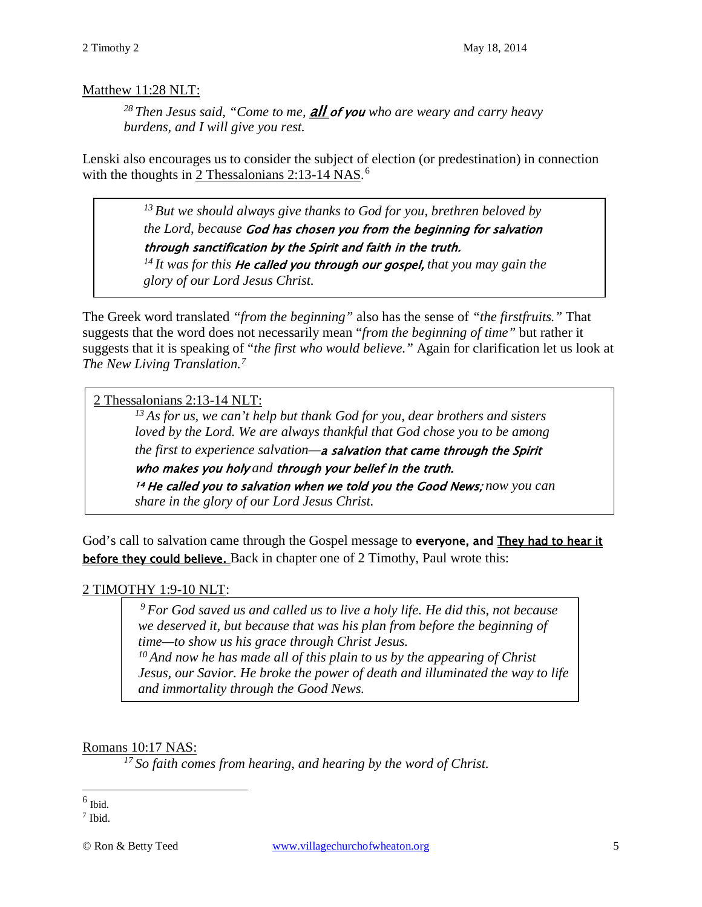Matthew 11:28 NLT:

> [28] *Then Jesus said, "Come to me,* ***all of you*** *who are weary and carry heavy burdens, and I will give you rest.*

Lenski also encourages us to consider the subject of election (or predestination) in connection with the thoughts in 2 Thessalonians 2:13-14 NAS.[6]

> [13] *But we should always give thanks to God for you, brethren beloved by the Lord, because* ***God has chosen you from the beginning for salvation through sanctification by the Spirit and faith in the truth.***
> [14] *It was for this* ***He called you through our gospel,*** *that you may gain the glory of our Lord Jesus Christ.*

The Greek word translated *"from the beginning"* also has the sense of *"the firstfruits."* That suggests that the word does not necessarily mean "*from the beginning of time"* but rather it suggests that it is speaking of "*the first who would believe."* Again for clarification let us look at *The New Living Translation.*[7]

> 2 Thessalonians 2:13-14 NLT:
> [13] *As for us, we can't help but thank God for you, dear brothers and sisters loved by the Lord. We are always thankful that God chose you to be among the first to experience salvation—* ***a salvation that came through the Spirit who makes you holy*** *and* ***through your belief in the truth.***
> ***[14] He called you to salvation when we told you the Good News;*** *now you can share in the glory of our Lord Jesus Christ.*

God's call to salvation came through the Gospel message to **everyone, and They had to hear it before they could believe.** Back in chapter one of 2 Timothy, Paul wrote this:

2 TIMOTHY 1:9-10 NLT:

> [9] *For God saved us and called us to live a holy life. He did this, not because we deserved it, but because that was his plan from before the beginning of time—to show us his grace through Christ Jesus.*
> [10] *And now he has made all of this plain to us by the appearing of Christ Jesus, our Savior. He broke the power of death and illuminated the way to life and immortality through the Good News.*

Romans 10:17 NAS:

> [17] *So faith comes from hearing, and hearing by the word of Christ.*

---

[6] Ibid.

[7] Ibid.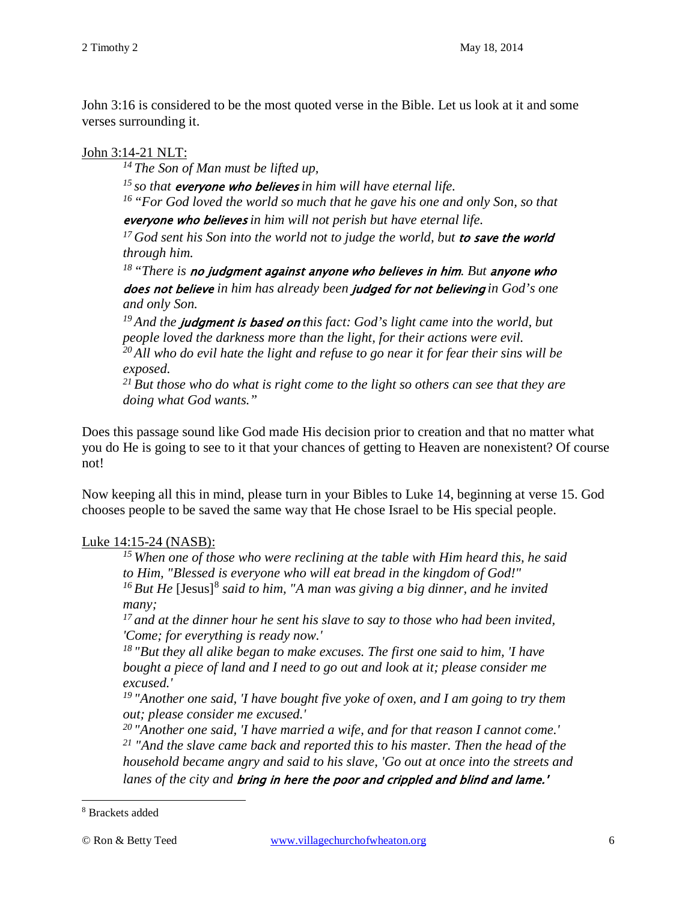John 3:16 is considered to be the most quoted verse in the Bible. Let us look at it and some verses surrounding it.

John 3:14-21 NLT:

> [14] *The Son of Man must be lifted up,*
>
> [15] *so that* ***everyone who believes*** *in him will have eternal life.*
>
> [16] *"For God loved the world so much that he gave his one and only Son, so that* ***everyone who believes*** *in him will not perish but have eternal life.*
>
> [17] *God sent his Son into the world not to judge the world, but* ***to save the world*** *through him.*
>
> [18] *"There is* ***no judgment against anyone who believes in him****. But* ***anyone who does not believe*** *in him has already been* ***judged for not believing*** *in God's one and only Son.*
>
> [19] *And the* ***judgment is based on*** *this fact: God's light came into the world, but people loved the darkness more than the light, for their actions were evil.*
>
> [20] *All who do evil hate the light and refuse to go near it for fear their sins will be exposed.*
>
> [21] *But those who do what is right come to the light so others can see that they are doing what God wants."*

Does this passage sound like God made His decision prior to creation and that no matter what you do He is going to see to it that your chances of getting to Heaven are nonexistent? Of course not!

Now keeping all this in mind, please turn in your Bibles to Luke 14, beginning at verse 15. God chooses people to be saved the same way that He chose Israel to be His special people.

Luke 14:15-24 (NASB):

> [15] *When one of those who were reclining at the table with Him heard this, he said to Him, "Blessed is everyone who will eat bread in the kingdom of God!"*
>
> [16] *But He* [Jesus][8] *said to him, "A man was giving a big dinner, and he invited many;*
>
> [17] *and at the dinner hour he sent his slave to say to those who had been invited, 'Come; for everything is ready now.'*
>
> [18] *"But they all alike began to make excuses. The first one said to him, 'I have bought a piece of land and I need to go out and look at it; please consider me excused.'*
>
> [19] *"Another one said, 'I have bought five yoke of oxen, and I am going to try them out; please consider me excused.'*
>
> [20] *"Another one said, 'I have married a wife, and for that reason I cannot come.'*
>
> [21] *"And the slave came back and reported this to his master. Then the head of the household became angry and said to his slave, 'Go out at once into the streets and lanes of the city and* ***bring in here the poor and crippled and blind and lame.'***

[8] Brackets added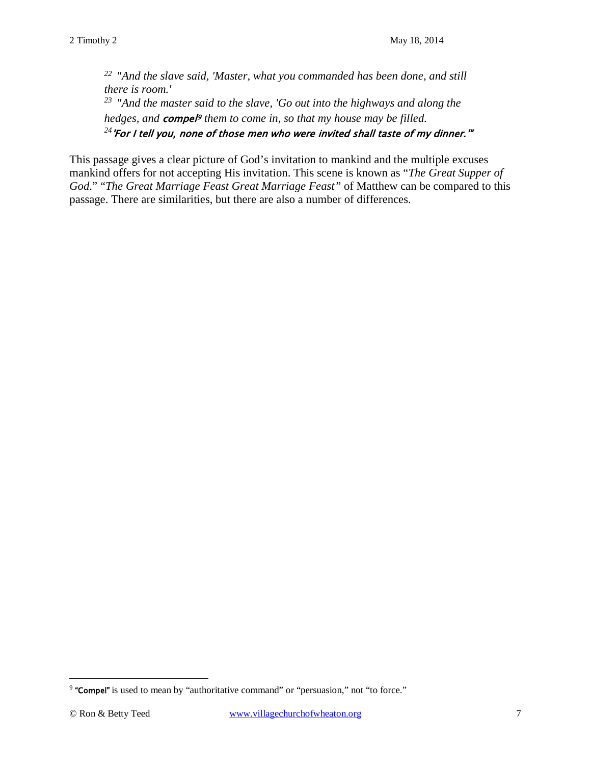> *[22] "And the slave said, 'Master, what you commanded has been done, and still there is room.'*
> *[23] "And the master said to the slave, 'Go out into the highways and along the hedges, and **compel**[9] them to come in, so that my house may be filled.*
> *[24] **'For I tell you, none of those men who were invited shall taste of my dinner.'"***

This passage gives a clear picture of God's invitation to mankind and the multiple excuses mankind offers for not accepting His invitation. This scene is known as "*The Great Supper of God*." "*The Great Marriage Feast Great Marriage Feast"* of Matthew can be compared to this passage. There are similarities, but there are also a number of differences.

---

[9] **"Compel"** is used to mean by "authoritative command" or "persuasion," not "to force."